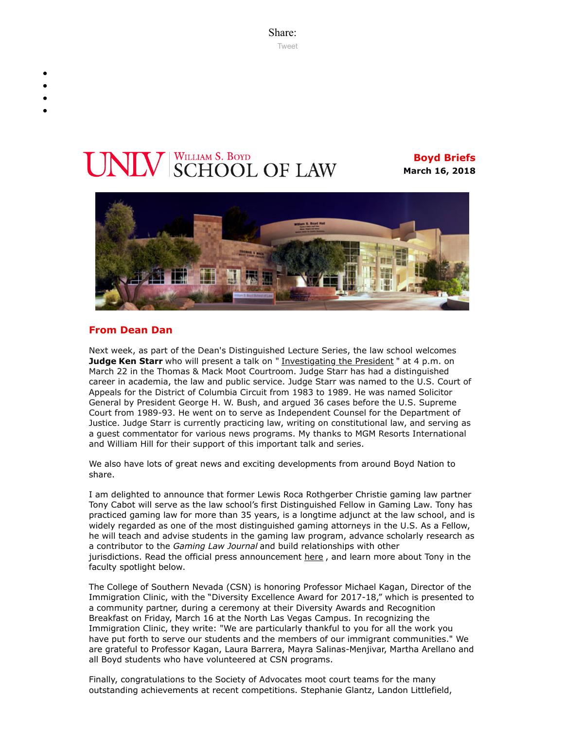Share:

Tweet

UNLV William S. Boyd SCHOOL OF LAW

**Boyd Briefs**
**March 16, 2018**

## From Dean Dan

Next week, as part of the Dean's Distinguished Lecture Series, the law school welcomes **Judge Ken Starr** who will present a talk on " Investigating the President " at 4 p.m. on March 22 in the Thomas & Mack Moot Courtroom. Judge Starr has had a distinguished career in academia, the law and public service. Judge Starr was named to the U.S. Court of Appeals for the District of Columbia Circuit from 1983 to 1989. He was named Solicitor General by President George H. W. Bush, and argued 36 cases before the U.S. Supreme Court from 1989-93. He went on to serve as Independent Counsel for the Department of Justice. Judge Starr is currently practicing law, writing on constitutional law, and serving as a guest commentator for various news programs. My thanks to MGM Resorts International and William Hill for their support of this important talk and series.

We also have lots of great news and exciting developments from around Boyd Nation to share.

I am delighted to announce that former Lewis Roca Rothgerber Christie gaming law partner Tony Cabot will serve as the law school's first Distinguished Fellow in Gaming Law. Tony has practiced gaming law for more than 35 years, is a longtime adjunct at the law school, and is widely regarded as one of the most distinguished gaming attorneys in the U.S. As a Fellow, he will teach and advise students in the gaming law program, advance scholarly research as a contributor to the *Gaming Law Journal* and build relationships with other jurisdictions. Read the official press announcement here , and learn more about Tony in the faculty spotlight below.

The College of Southern Nevada (CSN) is honoring Professor Michael Kagan, Director of the Immigration Clinic, with the "Diversity Excellence Award for 2017-18," which is presented to a community partner, during a ceremony at their Diversity Awards and Recognition Breakfast on Friday, March 16 at the North Las Vegas Campus. In recognizing the Immigration Clinic, they write: "We are particularly thankful to you for all the work you have put forth to serve our students and the members of our immigrant communities." We are grateful to Professor Kagan, Laura Barrera, Mayra Salinas-Menjivar, Martha Arellano and all Boyd students who have volunteered at CSN programs.

Finally, congratulations to the Society of Advocates moot court teams for the many outstanding achievements at recent competitions. Stephanie Glantz, Landon Littlefield,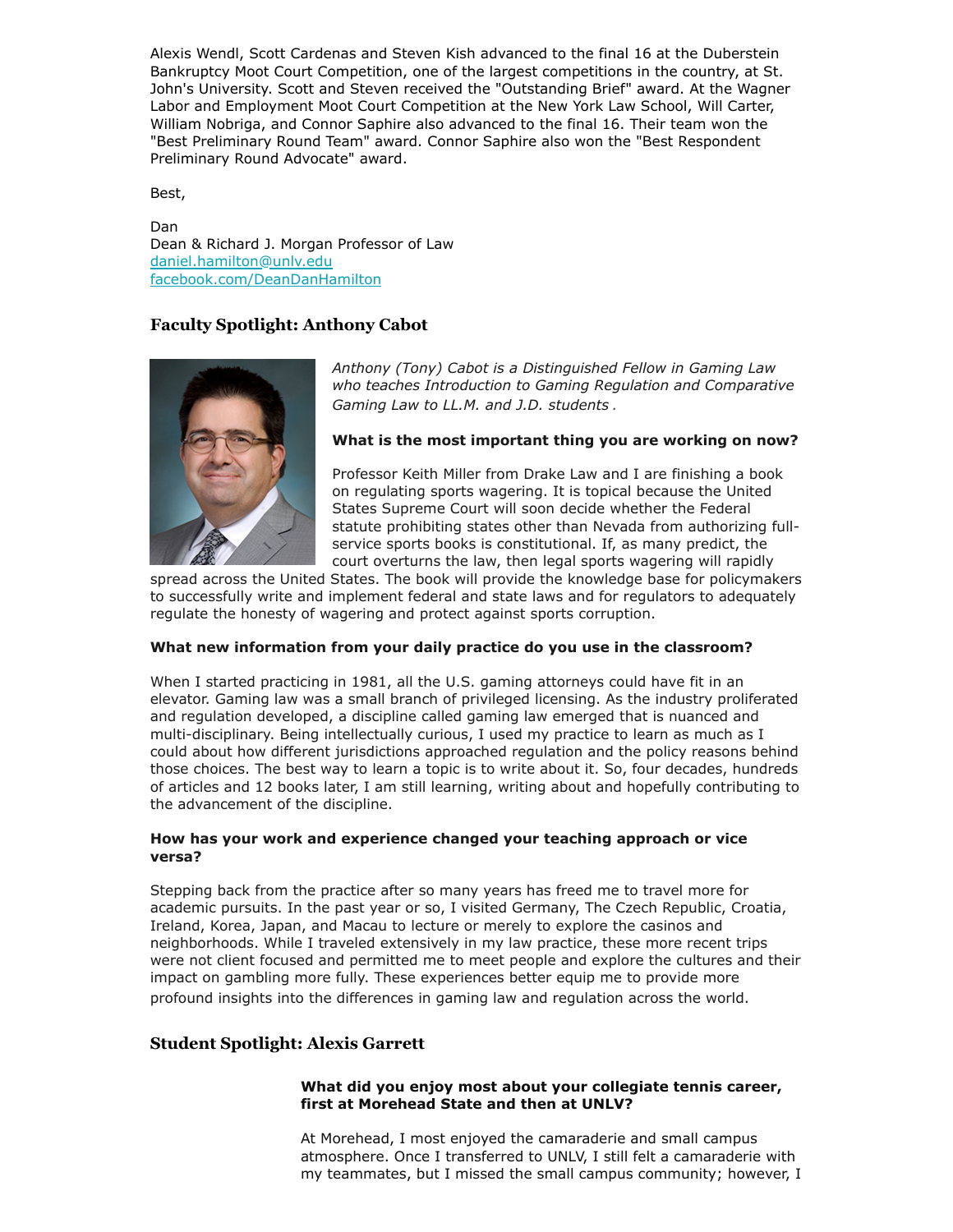Alexis Wendl, Scott Cardenas and Steven Kish advanced to the final 16 at the Duberstein Bankruptcy Moot Court Competition, one of the largest competitions in the country, at St. John's University. Scott and Steven received the "Outstanding Brief" award. At the Wagner Labor and Employment Moot Court Competition at the New York Law School, Will Carter, William Nobriga, and Connor Saphire also advanced to the final 16. Their team won the "Best Preliminary Round Team" award. Connor Saphire also won the "Best Respondent Preliminary Round Advocate" award.

Best,

Dan
Dean & Richard J. Morgan Professor of Law
daniel.hamilton@unlv.edu
facebook.com/DeanDanHamilton

### Faculty Spotlight: Anthony Cabot

*Anthony (Tony) Cabot is a Distinguished Fellow in Gaming Law who teaches Introduction to Gaming Regulation and Comparative Gaming Law to LL.M. and J.D. students .*

**What is the most important thing you are working on now?**

Professor Keith Miller from Drake Law and I are finishing a book on regulating sports wagering. It is topical because the United States Supreme Court will soon decide whether the Federal statute prohibiting states other than Nevada from authorizing full-service sports books is constitutional. If, as many predict, the court overturns the law, then legal sports wagering will rapidly spread across the United States. The book will provide the knowledge base for policymakers to successfully write and implement federal and state laws and for regulators to adequately regulate the honesty of wagering and protect against sports corruption.

**What new information from your daily practice do you use in the classroom?**

When I started practicing in 1981, all the U.S. gaming attorneys could have fit in an elevator. Gaming law was a small branch of privileged licensing. As the industry proliferated and regulation developed, a discipline called gaming law emerged that is nuanced and multi-disciplinary. Being intellectually curious, I used my practice to learn as much as I could about how different jurisdictions approached regulation and the policy reasons behind those choices. The best way to learn a topic is to write about it. So, four decades, hundreds of articles and 12 books later, I am still learning, writing about and hopefully contributing to the advancement of the discipline.

**How has your work and experience changed your teaching approach or vice versa?**

Stepping back from the practice after so many years has freed me to travel more for academic pursuits. In the past year or so, I visited Germany, The Czech Republic, Croatia, Ireland, Korea, Japan, and Macau to lecture or merely to explore the casinos and neighborhoods. While I traveled extensively in my law practice, these more recent trips were not client focused and permitted me to meet people and explore the cultures and their impact on gambling more fully. These experiences better equip me to provide more profound insights into the differences in gaming law and regulation across the world.

### Student Spotlight: Alexis Garrett

**What did you enjoy most about your collegiate tennis career, first at Morehead State and then at UNLV?**

At Morehead, I most enjoyed the camaraderie and small campus atmosphere. Once I transferred to UNLV, I still felt a camaraderie with my teammates, but I missed the small campus community; however, I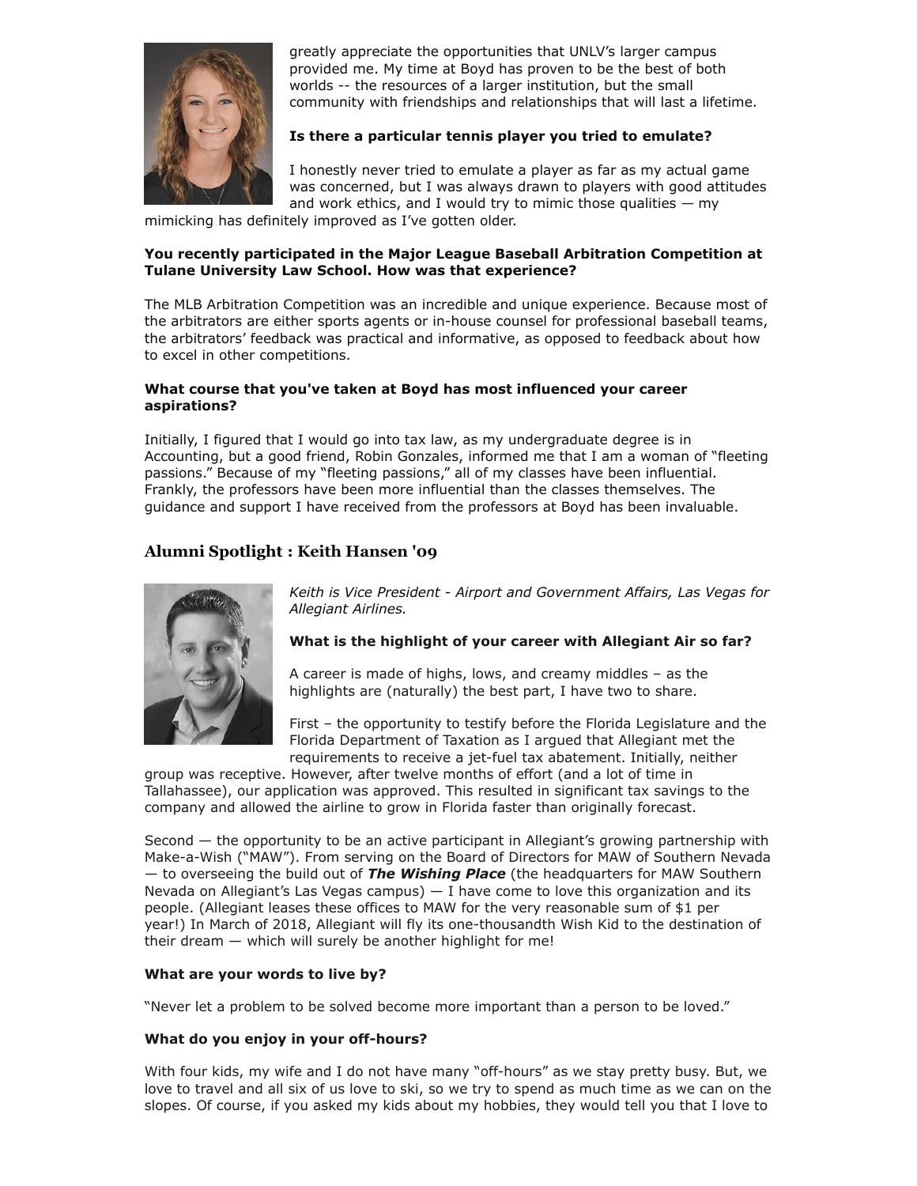greatly appreciate the opportunities that UNLV's larger campus provided me. My time at Boyd has proven to be the best of both worlds -- the resources of a larger institution, but the small community with friendships and relationships that will last a lifetime.

**Is there a particular tennis player you tried to emulate?**

I honestly never tried to emulate a player as far as my actual game was concerned, but I was always drawn to players with good attitudes and work ethics, and I would try to mimic those qualities — my mimicking has definitely improved as I've gotten older.

**You recently participated in the Major League Baseball Arbitration Competition at Tulane University Law School. How was that experience?**

The MLB Arbitration Competition was an incredible and unique experience. Because most of the arbitrators are either sports agents or in-house counsel for professional baseball teams, the arbitrators' feedback was practical and informative, as opposed to feedback about how to excel in other competitions.

**What course that you've taken at Boyd has most influenced your career aspirations?**

Initially, I figured that I would go into tax law, as my undergraduate degree is in Accounting, but a good friend, Robin Gonzales, informed me that I am a woman of "fleeting passions." Because of my "fleeting passions," all of my classes have been influential. Frankly, the professors have been more influential than the classes themselves. The guidance and support I have received from the professors at Boyd has been invaluable.

## Alumni Spotlight : Keith Hansen '09

*Keith is Vice President - Airport and Government Affairs, Las Vegas for Allegiant Airlines.*

**What is the highlight of your career with Allegiant Air so far?**

A career is made of highs, lows, and creamy middles – as the highlights are (naturally) the best part, I have two to share.

First – the opportunity to testify before the Florida Legislature and the Florida Department of Taxation as I argued that Allegiant met the requirements to receive a jet-fuel tax abatement. Initially, neither group was receptive. However, after twelve months of effort (and a lot of time in Tallahassee), our application was approved. This resulted in significant tax savings to the company and allowed the airline to grow in Florida faster than originally forecast.

Second — the opportunity to be an active participant in Allegiant's growing partnership with Make-a-Wish ("MAW"). From serving on the Board of Directors for MAW of Southern Nevada — to overseeing the build out of ***The Wishing Place*** (the headquarters for MAW Southern Nevada on Allegiant's Las Vegas campus) — I have come to love this organization and its people. (Allegiant leases these offices to MAW for the very reasonable sum of $1 per year!) In March of 2018, Allegiant will fly its one-thousandth Wish Kid to the destination of their dream — which will surely be another highlight for me!

**What are your words to live by?**

"Never let a problem to be solved become more important than a person to be loved."

**What do you enjoy in your off-hours?**

With four kids, my wife and I do not have many "off-hours" as we stay pretty busy. But, we love to travel and all six of us love to ski, so we try to spend as much time as we can on the slopes. Of course, if you asked my kids about my hobbies, they would tell you that I love to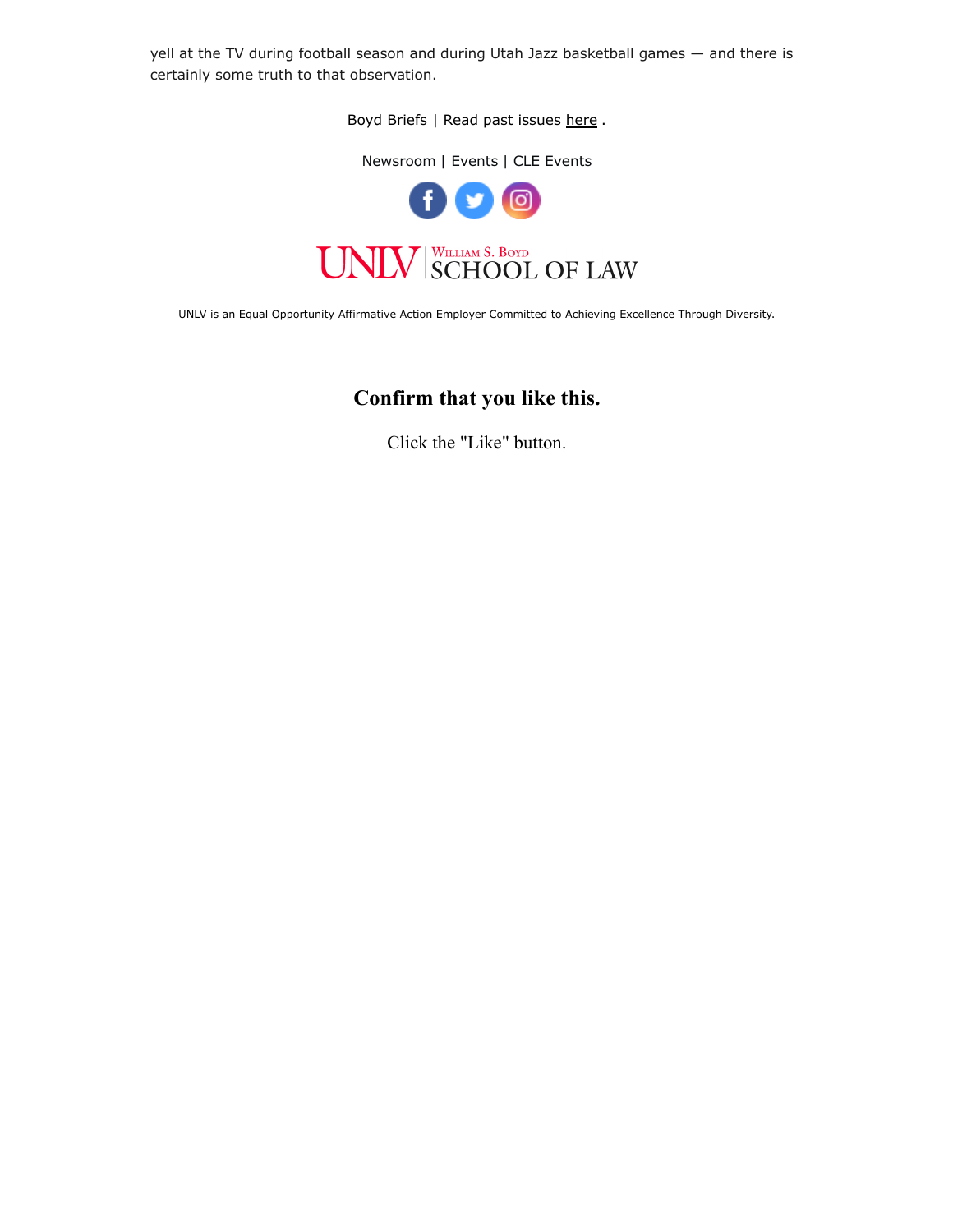yell at the TV during football season and during Utah Jazz basketball games — and there is certainly some truth to that observation.

Boyd Briefs | Read past issues here .

Newsroom | Events | CLE Events

UNLV William S. Boyd School of Law

UNLV is an Equal Opportunity Affirmative Action Employer Committed to Achieving Excellence Through Diversity.

**Confirm that you like this.**

Click the "Like" button.